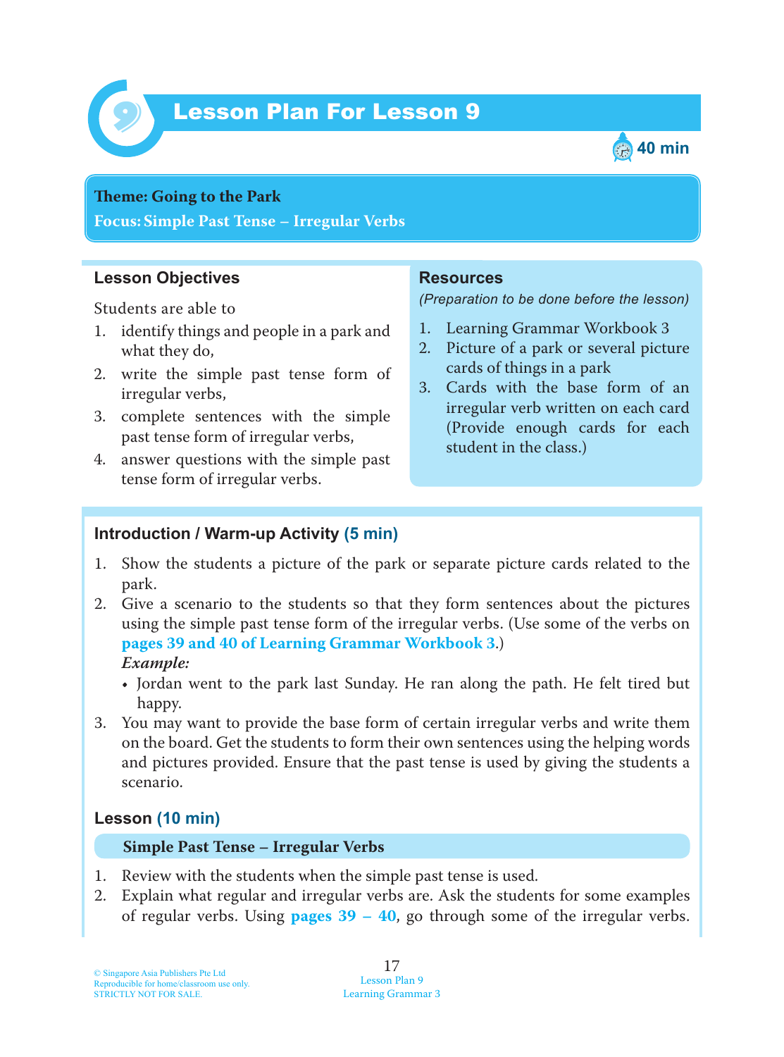# Lesson Plan For Lesson 9

40 min

**Theme: Going to the Park**
**Focus: Simple Past Tense – Irregular Verbs**

## Lesson Objectives

Students are able to

1. identify things and people in a park and what they do,
2. write the simple past tense form of irregular verbs,
3. complete sentences with the simple past tense form of irregular verbs,
4. answer questions with the simple past tense form of irregular verbs.

## Resources

*(Preparation to be done before the lesson)*

1. Learning Grammar Workbook 3
2. Picture of a park or several picture cards of things in a park
3. Cards with the base form of an irregular verb written on each card (Provide enough cards for each student in the class.)

## Introduction / Warm-up Activity (5 min)

1. Show the students a picture of the park or separate picture cards related to the park.
2. Give a scenario to the students so that they form sentences about the pictures using the simple past tense form of the irregular verbs. (Use some of the verbs on **pages 39 and 40 of Learning Grammar Workbook 3**.)

   ***Example:***
   - Jordan went to the park last Sunday. He ran along the path. He felt tired but happy.
3. You may want to provide the base form of certain irregular verbs and write them on the board. Get the students to form their own sentences using the helping words and pictures provided. Ensure that the past tense is used by giving the students a scenario.

## Lesson (10 min)

### Simple Past Tense – Irregular Verbs

1. Review with the students when the simple past tense is used.
2. Explain what regular and irregular verbs are. Ask the students for some examples of regular verbs. Using **pages 39 – 40**, go through some of the irregular verbs.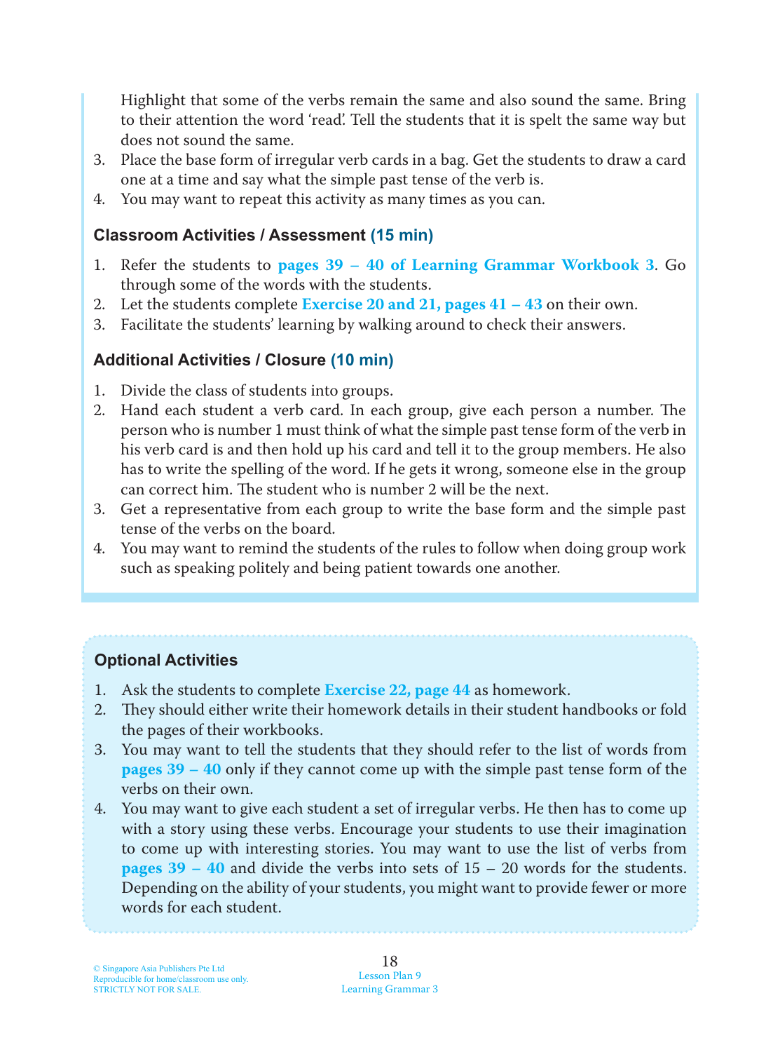Highlight that some of the verbs remain the same and also sound the same. Bring to their attention the word 'read'. Tell the students that it is spelt the same way but does not sound the same.

3. Place the base form of irregular verb cards in a bag. Get the students to draw a card one at a time and say what the simple past tense of the verb is.
4. You may want to repeat this activity as many times as you can.

### Classroom Activities / Assessment (15 min)

1. Refer the students to **pages 39 – 40 of Learning Grammar Workbook 3**. Go through some of the words with the students.
2. Let the students complete **Exercise 20 and 21, pages 41 – 43** on their own.
3. Facilitate the students' learning by walking around to check their answers.

### Additional Activities / Closure (10 min)

1. Divide the class of students into groups.
2. Hand each student a verb card. In each group, give each person a number. The person who is number 1 must think of what the simple past tense form of the verb in his verb card is and then hold up his card and tell it to the group members. He also has to write the spelling of the word. If he gets it wrong, someone else in the group can correct him. The student who is number 2 will be the next.
3. Get a representative from each group to write the base form and the simple past tense of the verbs on the board.
4. You may want to remind the students of the rules to follow when doing group work such as speaking politely and being patient towards one another.

### Optional Activities

1. Ask the students to complete **Exercise 22, page 44** as homework.
2. They should either write their homework details in their student handbooks or fold the pages of their workbooks.
3. You may want to tell the students that they should refer to the list of words from **pages 39 – 40** only if they cannot come up with the simple past tense form of the verbs on their own.
4. You may want to give each student a set of irregular verbs. He then has to come up with a story using these verbs. Encourage your students to use their imagination to come up with interesting stories. You may want to use the list of verbs from **pages 39 – 40** and divide the verbs into sets of 15 – 20 words for the students. Depending on the ability of your students, you might want to provide fewer or more words for each student.

© Singapore Asia Publishers Pte Ltd
Reproducible for home/classroom use only.
STRICTLY NOT FOR SALE.

Lesson Plan 9
Learning Grammar 3